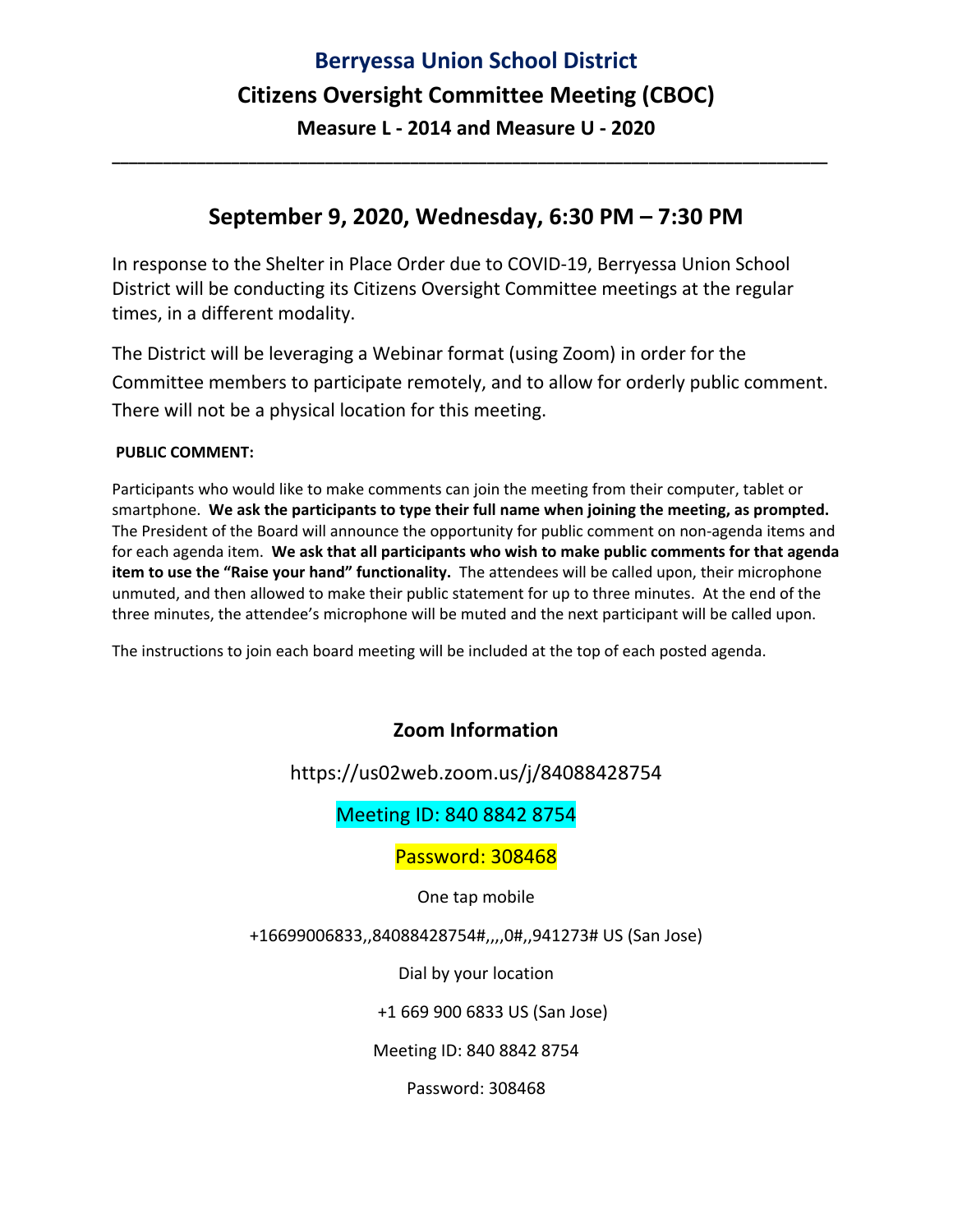# Berryessa Union School District

## Citizens Oversight Committee Meeting (CBOC)

### Measure L - 2014 and Measure U - 2020

---

## September 9, 2020, Wednesday, 6:30 PM – 7:30 PM

In response to the Shelter in Place Order due to COVID-19, Berryessa Union School District will be conducting its Citizens Oversight Committee meetings at the regular times, in a different modality.

The District will be leveraging a Webinar format (using Zoom) in order for the Committee members to participate remotely, and to allow for orderly public comment. There will not be a physical location for this meeting.

**PUBLIC COMMENT:**

Participants who would like to make comments can join the meeting from their computer, tablet or smartphone. **We ask the participants to type their full name when joining the meeting, as prompted.** The President of the Board will announce the opportunity for public comment on non-agenda items and for each agenda item. **We ask that all participants who wish to make public comments for that agenda item to use the "Raise your hand" functionality.** The attendees will be called upon, their microphone unmuted, and then allowed to make their public statement for up to three minutes. At the end of the three minutes, the attendee's microphone will be muted and the next participant will be called upon.

The instructions to join each board meeting will be included at the top of each posted agenda.

### Zoom Information

https://us02web.zoom.us/j/84088428754

Meeting ID: 840 8842 8754

Password: 308468

One tap mobile

+16699006833,,84088428754#,,,,0#,,941273# US (San Jose)

Dial by your location

+1 669 900 6833 US (San Jose)

Meeting ID: 840 8842 8754

Password: 308468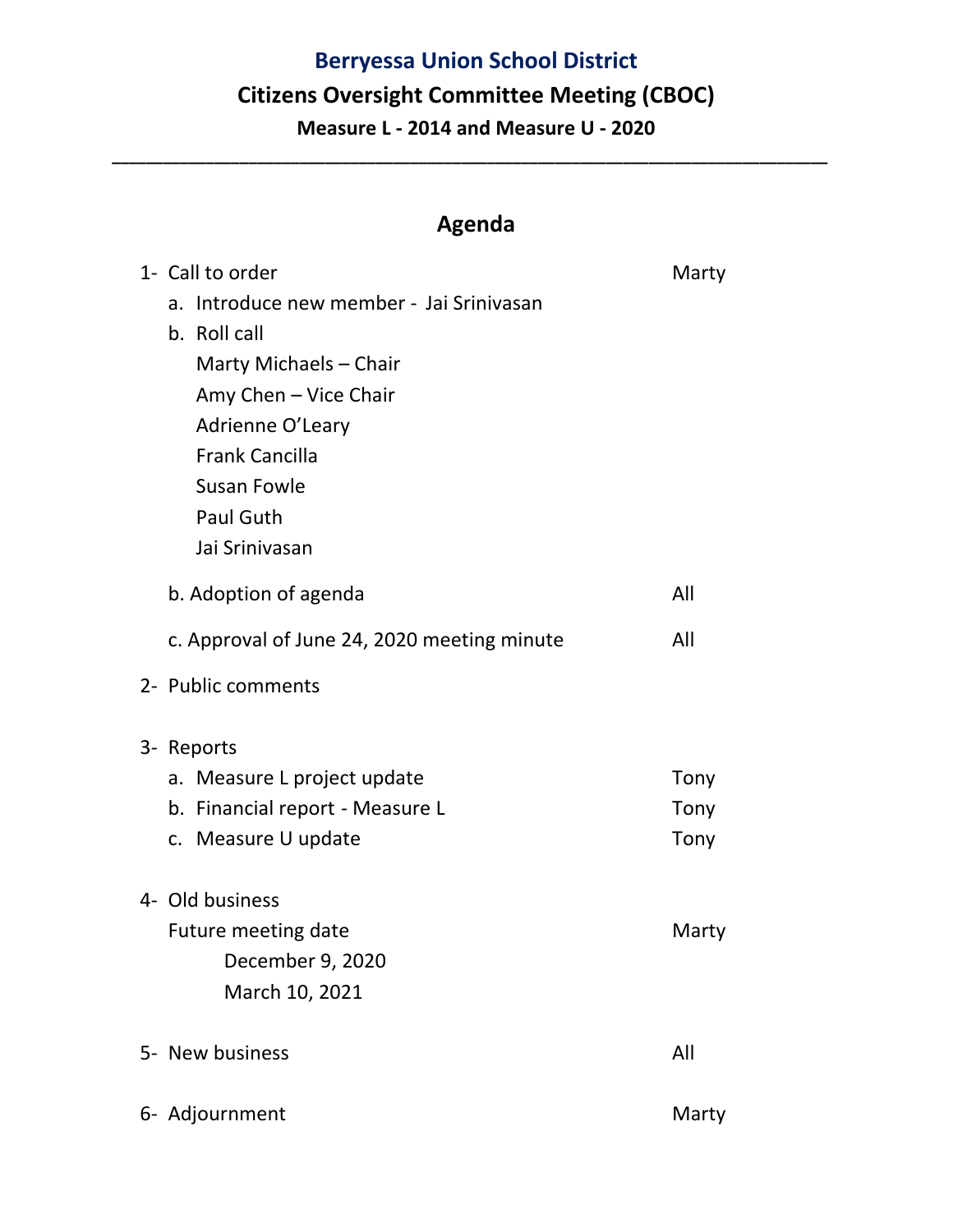# Berryessa Union School District

## Citizens Oversight Committee Meeting (CBOC)

### Measure L - 2014 and Measure U - 2020

---

## Agenda

| | |
|---|---|
| 1- Call to order | Marty |
| a. Introduce new member - Jai Srinivasan | |
| b. Roll call | |
| Marty Michaels – Chair | |
| Amy Chen – Vice Chair | |
| Adrienne O'Leary | |
| Frank Cancilla | |
| Susan Fowle | |
| Paul Guth | |
| Jai Srinivasan | |
| b. Adoption of agenda | All |
| c. Approval of June 24, 2020 meeting minute | All |
| 2- Public comments | |
| 3- Reports | |
| a. Measure L project update | Tony |
| b. Financial report - Measure L | Tony |
| c. Measure U update | Tony |
| 4- Old business | |
| Future meeting date | Marty |
| December 9, 2020 | |
| March 10, 2021 | |
| 5- New business | All |
| 6- Adjournment | Marty |